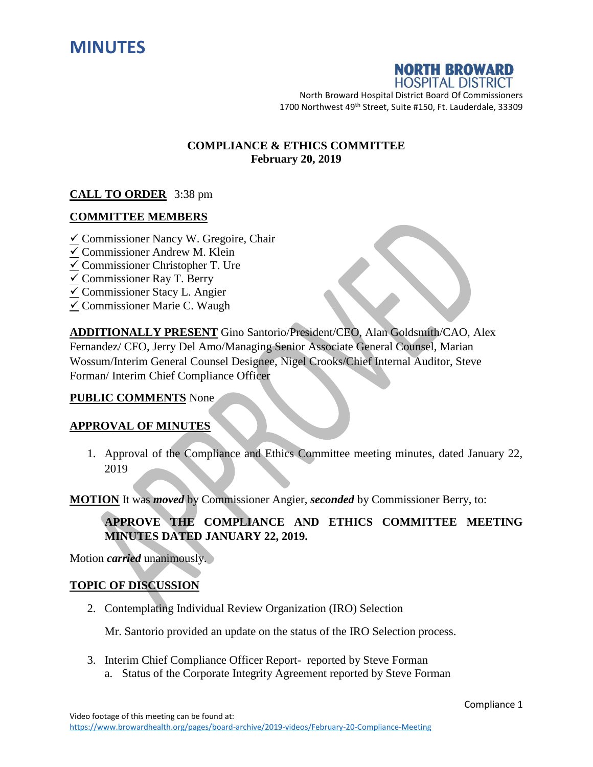# MINUTES

**NORTH BROWARD HOSPITAL DISTRICT**

North Broward Hospital District Board Of Commissioners
1700 Northwest 49th Street, Suite #150, Ft. Lauderdale, 33309

## COMPLIANCE & ETHICS COMMITTEE
## February 20, 2019

**CALL TO ORDER** 3:38 pm

**COMMITTEE MEMBERS**

✓ Commissioner Nancy W. Gregoire, Chair
✓ Commissioner Andrew M. Klein
✓ Commissioner Christopher T. Ure
✓ Commissioner Ray T. Berry
✓ Commissioner Stacy L. Angier
✓ Commissioner Marie C. Waugh

**ADDITIONALLY PRESENT** Gino Santorio/President/CEO, Alan Goldsmith/CAO, Alex Fernandez/ CFO, Jerry Del Amo/Managing Senior Associate General Counsel, Marian Wossum/Interim General Counsel Designee, Nigel Crooks/Chief Internal Auditor, Steve Forman/ Interim Chief Compliance Officer

**PUBLIC COMMENTS** None

**APPROVAL OF MINUTES**

1. Approval of the Compliance and Ethics Committee meeting minutes, dated January 22, 2019

**MOTION** It was ***moved*** by Commissioner Angier, ***seconded*** by Commissioner Berry, to:

> **APPROVE THE COMPLIANCE AND ETHICS COMMITTEE MEETING MINUTES DATED JANUARY 22, 2019.**

Motion ***carried*** unanimously.

**TOPIC OF DISCUSSION**

2. Contemplating Individual Review Organization (IRO) Selection

   Mr. Santorio provided an update on the status of the IRO Selection process.

3. Interim Chief Compliance Officer Report- reported by Steve Forman
   a. Status of the Corporate Integrity Agreement reported by Steve Forman

Video footage of this meeting can be found at:
https://www.browardhealth.org/pages/board-archive/2019-videos/February-20-Compliance-Meeting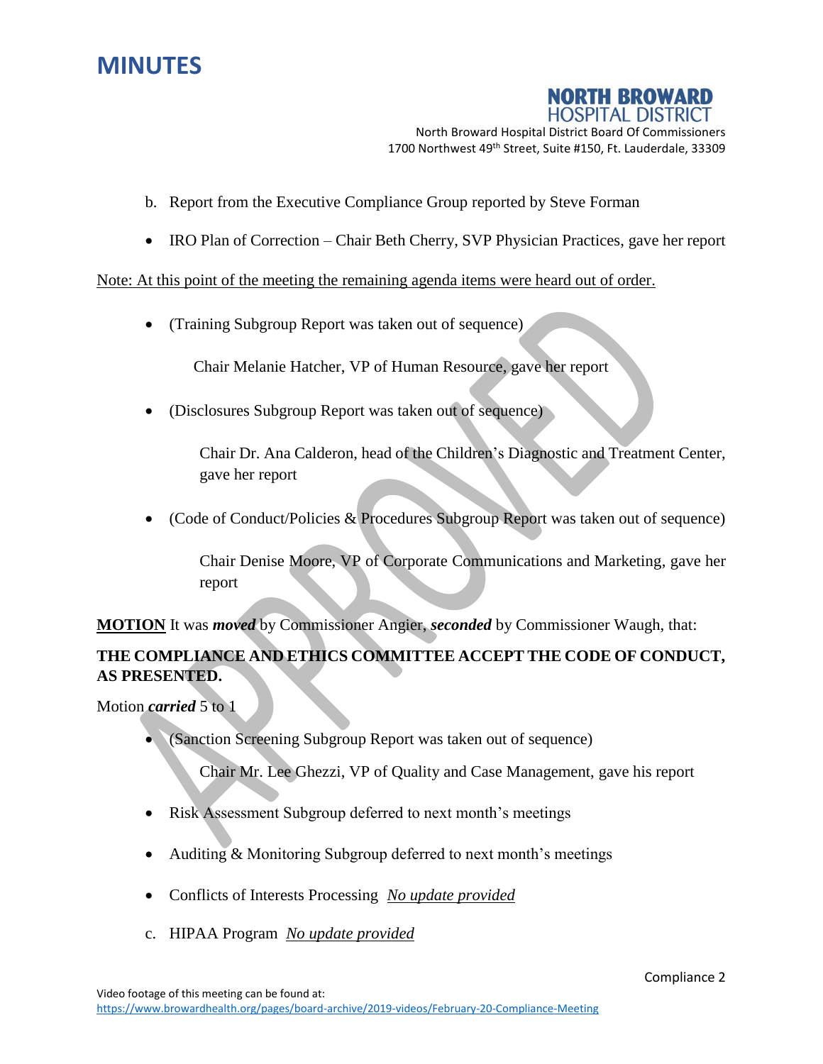b. Report from the Executive Compliance Group reported by Steve Forman

- IRO Plan of Correction – Chair Beth Cherry, SVP Physician Practices, gave her report

Note: At this point of the meeting the remaining agenda items were heard out of order.

- (Training Subgroup Report was taken out of sequence)

  Chair Melanie Hatcher, VP of Human Resource, gave her report

- (Disclosures Subgroup Report was taken out of sequence)

  Chair Dr. Ana Calderon, head of the Children's Diagnostic and Treatment Center, gave her report

- (Code of Conduct/Policies & Procedures Subgroup Report was taken out of sequence)

  Chair Denise Moore, VP of Corporate Communications and Marketing, gave her report

**MOTION** It was ***moved*** by Commissioner Angier, ***seconded*** by Commissioner Waugh, that:

**THE COMPLIANCE AND ETHICS COMMITTEE ACCEPT THE CODE OF CONDUCT, AS PRESENTED.**

Motion ***carried*** 5 to 1

- (Sanction Screening Subgroup Report was taken out of sequence)

  Chair Mr. Lee Ghezzi, VP of Quality and Case Management, gave his report

- Risk Assessment Subgroup deferred to next month's meetings

- Auditing & Monitoring Subgroup deferred to next month's meetings

- Conflicts of Interests Processing *No update provided*

c. HIPAA Program *No update provided*

Video footage of this meeting can be found at:
https://www.browardhealth.org/pages/board-archive/2019-videos/February-20-Compliance-Meeting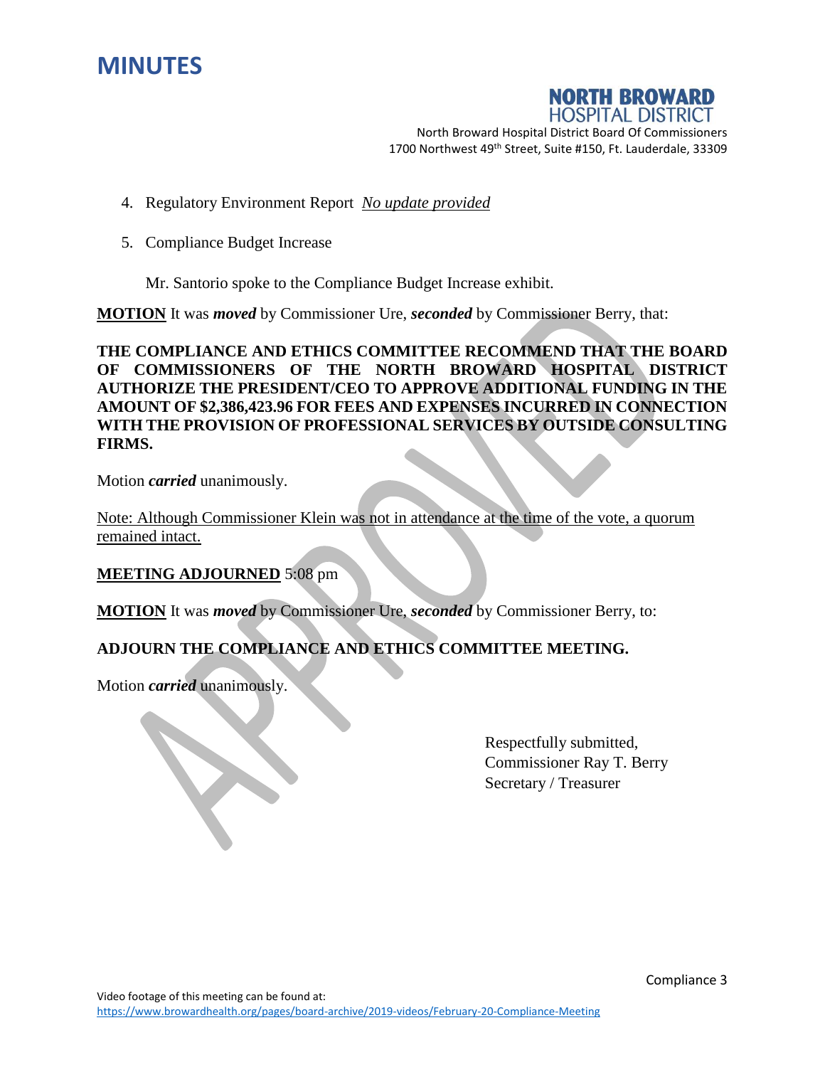4. Regulatory Environment Report *No update provided*

5. Compliance Budget Increase

   Mr. Santorio spoke to the Compliance Budget Increase exhibit.

**MOTION** It was ***moved*** by Commissioner Ure, ***seconded*** by Commissioner Berry, that:

**THE COMPLIANCE AND ETHICS COMMITTEE RECOMMEND THAT THE BOARD OF COMMISSIONERS OF THE NORTH BROWARD HOSPITAL DISTRICT AUTHORIZE THE PRESIDENT/CEO TO APPROVE ADDITIONAL FUNDING IN THE AMOUNT OF $2,386,423.96 FOR FEES AND EXPENSES INCURRED IN CONNECTION WITH THE PROVISION OF PROFESSIONAL SERVICES BY OUTSIDE CONSULTING FIRMS.**

Motion ***carried*** unanimously.

Note: Although Commissioner Klein was not in attendance at the time of the vote, a quorum remained intact.

**MEETING ADJOURNED** 5:08 pm

**MOTION** It was ***moved*** by Commissioner Ure, ***seconded*** by Commissioner Berry, to:

**ADJOURN THE COMPLIANCE AND ETHICS COMMITTEE MEETING.**

Motion ***carried*** unanimously.

Respectfully submitted,
Commissioner Ray T. Berry
Secretary / Treasurer

Video footage of this meeting can be found at:
https://www.browardhealth.org/pages/board-archive/2019-videos/February-20-Compliance-Meeting